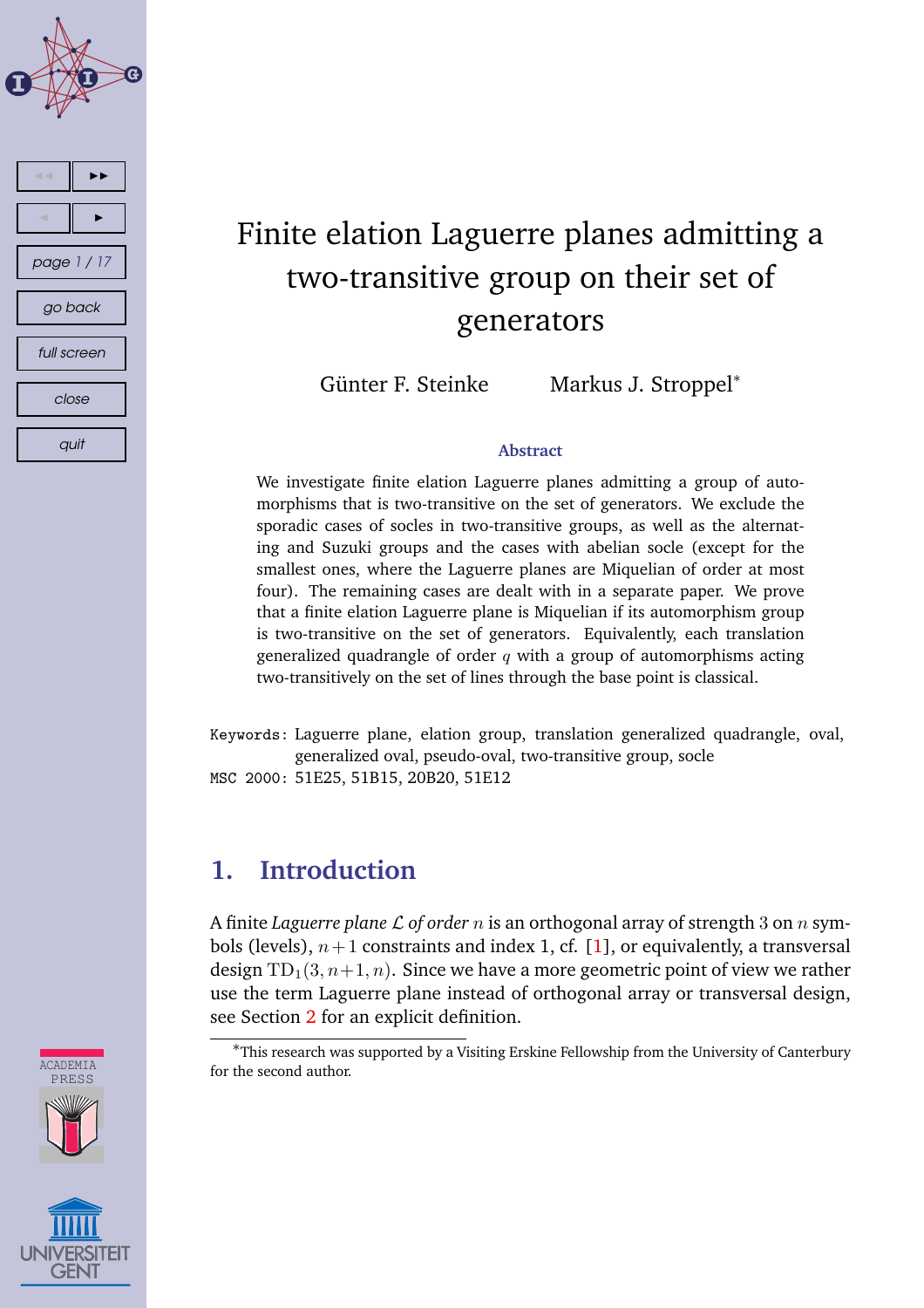# Finite elation Laguerre planes admitting a two-transitive group on their set of generators

Günter F. Steinke    Markus J. Stroppel*

### Abstract

We investigate finite elation Laguerre planes admitting a group of automorphisms that is two-transitive on the set of generators. We exclude the sporadic cases of socles in two-transitive groups, as well as the alternating and Suzuki groups and the cases with abelian socle (except for the smallest ones, where the Laguerre planes are Miquelian of order at most four). The remaining cases are dealt with in a separate paper. We prove that a finite elation Laguerre plane is Miquelian if its automorphism group is two-transitive on the set of generators. Equivalently, each translation generalized quadrangle of order $q$ with a group of automorphisms acting two-transitively on the set of lines through the base point is classical.

Keywords: Laguerre plane, elation group, translation generalized quadrangle, oval, generalized oval, pseudo-oval, two-transitive group, socle

MSC 2000: 51E25, 51B15, 20B20, 51E12

## 1. Introduction

A finite *Laguerre plane* $\mathcal{L}$ *of order* $n$ is an orthogonal array of strength 3 on $n$ symbols (levels), $n+1$ constraints and index 1, cf. [1], or equivalently, a transversal design $\mathrm{TD}_1(3, n+1, n)$. Since we have a more geometric point of view we rather use the term Laguerre plane instead of orthogonal array or transversal design, see Section 2 for an explicit definition.

*This research was supported by a Visiting Erskine Fellowship from the University of Canterbury for the second author.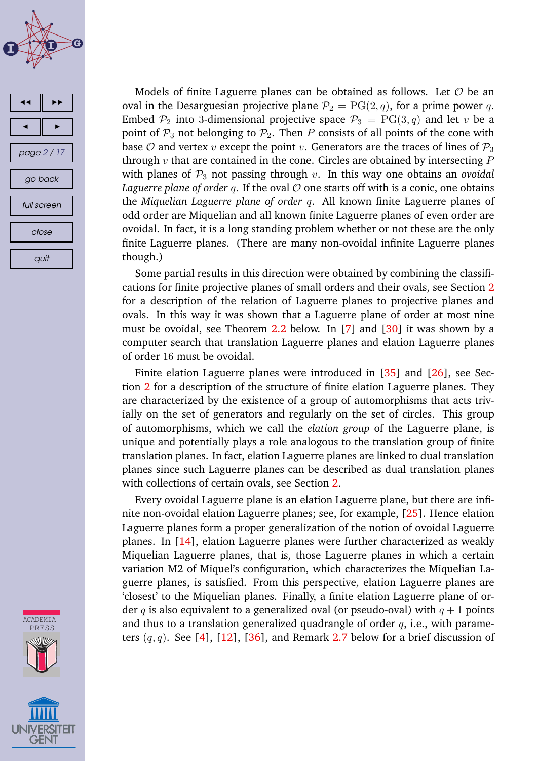Models of finite Laguerre planes can be obtained as follows. Let $\mathcal{O}$ be an oval in the Desarguesian projective plane $\mathcal{P}_2 = \mathrm{PG}(2, q)$, for a prime power $q$. Embed $\mathcal{P}_2$ into 3-dimensional projective space $\mathcal{P}_3 = \mathrm{PG}(3, q)$ and let $v$ be a point of $\mathcal{P}_3$ not belonging to $\mathcal{P}_2$. Then $P$ consists of all points of the cone with base $\mathcal{O}$ and vertex $v$ except the point $v$. Generators are the traces of lines of $\mathcal{P}_3$ through $v$ that are contained in the cone. Circles are obtained by intersecting $P$ with planes of $\mathcal{P}_3$ not passing through $v$. In this way one obtains an *ovoidal Laguerre plane of order* $q$. If the oval $\mathcal{O}$ one starts off with is a conic, one obtains the *Miquelian Laguerre plane of order* $q$. All known finite Laguerre planes of odd order are Miquelian and all known finite Laguerre planes of even order are ovoidal. In fact, it is a long standing problem whether or not these are the only finite Laguerre planes. (There are many non-ovoidal infinite Laguerre planes though.)

Some partial results in this direction were obtained by combining the classifications for finite projective planes of small orders and their ovals, see Section 2 for a description of the relation of Laguerre planes to projective planes and ovals. In this way it was shown that a Laguerre plane of order at most nine must be ovoidal, see Theorem 2.2 below. In [7] and [30] it was shown by a computer search that translation Laguerre planes and elation Laguerre planes of order 16 must be ovoidal.

Finite elation Laguerre planes were introduced in [35] and [26], see Section 2 for a description of the structure of finite elation Laguerre planes. They are characterized by the existence of a group of automorphisms that acts trivially on the set of generators and regularly on the set of circles. This group of automorphisms, which we call the *elation group* of the Laguerre plane, is unique and potentially plays a role analogous to the translation group of finite translation planes. In fact, elation Laguerre planes are linked to dual translation planes since such Laguerre planes can be described as dual translation planes with collections of certain ovals, see Section 2.

Every ovoidal Laguerre plane is an elation Laguerre plane, but there are infinite non-ovoidal elation Laguerre planes; see, for example, [25]. Hence elation Laguerre planes form a proper generalization of the notion of ovoidal Laguerre planes. In [14], elation Laguerre planes were further characterized as weakly Miquelian Laguerre planes, that is, those Laguerre planes in which a certain variation M2 of Miquel's configuration, which characterizes the Miquelian Laguerre planes, is satisfied. From this perspective, elation Laguerre planes are 'closest' to the Miquelian planes. Finally, a finite elation Laguerre plane of order $q$ is also equivalent to a generalized oval (or pseudo-oval) with $q + 1$ points and thus to a translation generalized quadrangle of order $q$, i.e., with parameters $(q, q)$. See [4], [12], [36], and Remark 2.7 below for a brief discussion of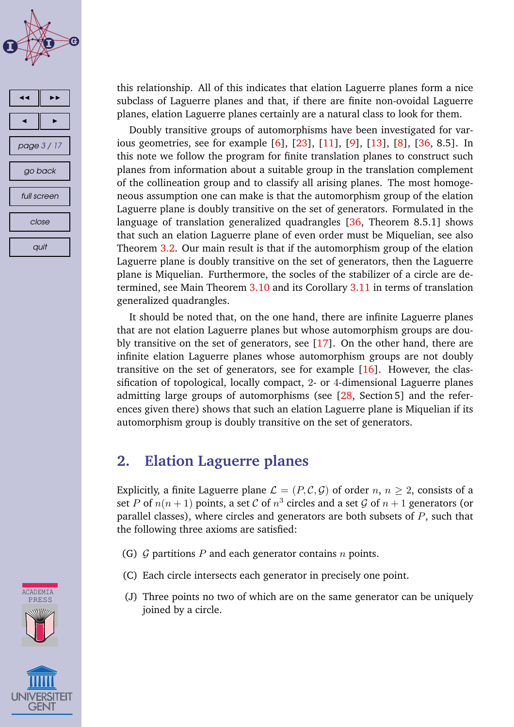this relationship. All of this indicates that elation Laguerre planes form a nice subclass of Laguerre planes and that, if there are finite non-ovoidal Laguerre planes, elation Laguerre planes certainly are a natural class to look for them.

Doubly transitive groups of automorphisms have been investigated for various geometries, see for example [6], [23], [11], [9], [13], [8], [36, 8.5]. In this note we follow the program for finite translation planes to construct such planes from information about a suitable group in the translation complement of the collineation group and to classify all arising planes. The most homogeneous assumption one can make is that the automorphism group of the elation Laguerre plane is doubly transitive on the set of generators. Formulated in the language of translation generalized quadrangles [36, Theorem 8.5.1] shows that such an elation Laguerre plane of even order must be Miquelian, see also Theorem 3.2. Our main result is that if the automorphism group of the elation Laguerre plane is doubly transitive on the set of generators, then the Laguerre plane is Miquelian. Furthermore, the socles of the stabilizer of a circle are determined, see Main Theorem 3.10 and its Corollary 3.11 in terms of translation generalized quadrangles.

It should be noted that, on the one hand, there are infinite Laguerre planes that are not elation Laguerre planes but whose automorphism groups are doubly transitive on the set of generators, see [17]. On the other hand, there are infinite elation Laguerre planes whose automorphism groups are not doubly transitive on the set of generators, see for example [16]. However, the classification of topological, locally compact, 2- or 4-dimensional Laguerre planes admitting large groups of automorphisms (see [28, Section 5] and the references given there) shows that such an elation Laguerre plane is Miquelian if its automorphism group is doubly transitive on the set of generators.

## 2. Elation Laguerre planes

Explicitly, a finite Laguerre plane $\mathcal{L} = (P, \mathcal{C}, \mathcal{G})$ of order $n$, $n \geq 2$, consists of a set $P$ of $n(n+1)$ points, a set $\mathcal{C}$ of $n^3$ circles and a set $\mathcal{G}$ of $n+1$ generators (or parallel classes), where circles and generators are both subsets of $P$, such that the following three axioms are satisfied:

- (G) $\mathcal{G}$ partitions $P$ and each generator contains $n$ points.
- (C) Each circle intersects each generator in precisely one point.
- (J) Three points no two of which are on the same generator can be uniquely joined by a circle.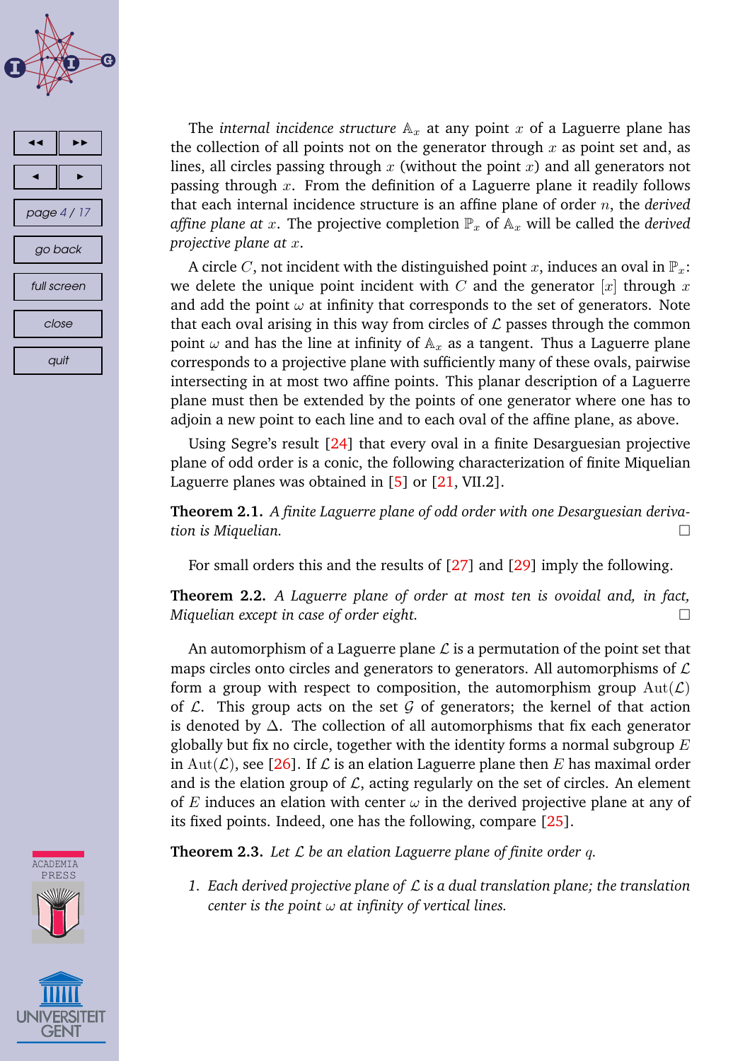The *internal incidence structure* $\mathbb{A}_x$ at any point $x$ of a Laguerre plane has the collection of all points not on the generator through $x$ as point set and, as lines, all circles passing through $x$ (without the point $x$) and all generators not passing through $x$. From the definition of a Laguerre plane it readily follows that each internal incidence structure is an affine plane of order $n$, the *derived affine plane at* $x$. The projective completion $\mathbb{P}_x$ of $\mathbb{A}_x$ will be called the *derived projective plane at* $x$.

A circle $C$, not incident with the distinguished point $x$, induces an oval in $\mathbb{P}_x$: we delete the unique point incident with $C$ and the generator $[x]$ through $x$ and add the point $\omega$ at infinity that corresponds to the set of generators. Note that each oval arising in this way from circles of $\mathcal{L}$ passes through the common point $\omega$ and has the line at infinity of $\mathbb{A}_x$ as a tangent. Thus a Laguerre plane corresponds to a projective plane with sufficiently many of these ovals, pairwise intersecting in at most two affine points. This planar description of a Laguerre plane must then be extended by the points of one generator where one has to adjoin a new point to each line and to each oval of the affine plane, as above.

Using Segre's result [24] that every oval in a finite Desarguesian projective plane of odd order is a conic, the following characterization of finite Miquelian Laguerre planes was obtained in [5] or [21, VII.2].

**Theorem 2.1.** *A finite Laguerre plane of odd order with one Desarguesian derivation is Miquelian.* □

For small orders this and the results of [27] and [29] imply the following.

**Theorem 2.2.** *A Laguerre plane of order at most ten is ovoidal and, in fact, Miquelian except in case of order eight.* □

An automorphism of a Laguerre plane $\mathcal{L}$ is a permutation of the point set that maps circles onto circles and generators to generators. All automorphisms of $\mathcal{L}$ form a group with respect to composition, the automorphism group $\mathrm{Aut}(\mathcal{L})$ of $\mathcal{L}$. This group acts on the set $\mathcal{G}$ of generators; the kernel of that action is denoted by $\Delta$. The collection of all automorphisms that fix each generator globally but fix no circle, together with the identity forms a normal subgroup $E$ in $\mathrm{Aut}(\mathcal{L})$, see [26]. If $\mathcal{L}$ is an elation Laguerre plane then $E$ has maximal order and is the elation group of $\mathcal{L}$, acting regularly on the set of circles. An element of $E$ induces an elation with center $\omega$ in the derived projective plane at any of its fixed points. Indeed, one has the following, compare [25].

**Theorem 2.3.** *Let $\mathcal{L}$ be an elation Laguerre plane of finite order $q$.*

1. *Each derived projective plane of $\mathcal{L}$ is a dual translation plane; the translation center is the point $\omega$ at infinity of vertical lines.*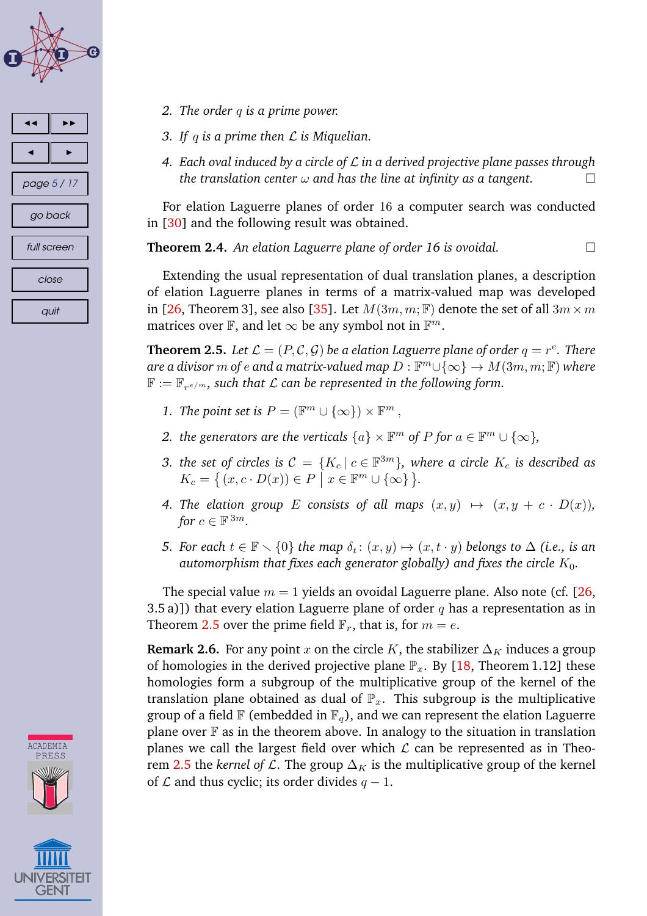2. *The order $q$ is a prime power.*
3. *If $q$ is a prime then $\mathcal{L}$ is Miquelian.*
4. *Each oval induced by a circle of $\mathcal{L}$ in a derived projective plane passes through the translation center $\omega$ and has the line at infinity as a tangent.* □

For elation Laguerre planes of order 16 a computer search was conducted in [30] and the following result was obtained.

**Theorem 2.4.** *An elation Laguerre plane of order 16 is ovoidal.* □

Extending the usual representation of dual translation planes, a description of elation Laguerre planes in terms of a matrix-valued map was developed in [26, Theorem 3], see also [35]. Let $M(3m, m; \mathbb{F})$ denote the set of all $3m \times m$ matrices over $\mathbb{F}$, and let $\infty$ be any symbol not in $\mathbb{F}^m$.

**Theorem 2.5.** *Let $\mathcal{L} = (P, \mathcal{C}, \mathcal{G})$ be a elation Laguerre plane of order $q = r^e$. There are a divisor $m$ of $e$ and a matrix-valued map $D : \mathbb{F}^m \cup \{\infty\} \to M(3m, m; \mathbb{F})$ where $\mathbb{F} := \mathbb{F}_{r^{e/m}}$, such that $\mathcal{L}$ can be represented in the following form.*

1. *The point set is $P = (\mathbb{F}^m \cup \{\infty\}) \times \mathbb{F}^m$,*
2. *the generators are the verticals $\{a\} \times \mathbb{F}^m$ of $P$ for $a \in \mathbb{F}^m \cup \{\infty\}$,*
3. *the set of circles is $\mathcal{C} = \{K_c \mid c \in \mathbb{F}^{3m}\}$, where a circle $K_c$ is described as $K_c = \{\, (x, c \cdot D(x)) \in P \mid x \in \mathbb{F}^m \cup \{\infty\} \,\}$.*
4. *The elation group $E$ consists of all maps $(x, y) \mapsto (x, y + c \cdot D(x))$, for $c \in \mathbb{F}^{3m}$.*
5. *For each $t \in \mathbb{F} \setminus \{0\}$ the map $\delta_t \colon (x, y) \mapsto (x, t \cdot y)$ belongs to $\Delta$ (i.e., is an automorphism that fixes each generator globally) and fixes the circle $K_0$.*

The special value $m = 1$ yields an ovoidal Laguerre plane. Also note (cf. [26, 3.5 a)]) that every elation Laguerre plane of order $q$ has a representation as in Theorem 2.5 over the prime field $\mathbb{F}_r$, that is, for $m = e$.

**Remark 2.6.** For any point $x$ on the circle $K$, the stabilizer $\Delta_K$ induces a group of homologies in the derived projective plane $\mathbb{P}_x$. By [18, Theorem 1.12] these homologies form a subgroup of the multiplicative group of the kernel of the translation plane obtained as dual of $\mathbb{P}_x$. This subgroup is the multiplicative group of a field $\mathbb{F}$ (embedded in $\mathbb{F}_q$), and we can represent the elation Laguerre plane over $\mathbb{F}$ as in the theorem above. In analogy to the situation in translation planes we call the largest field over which $\mathcal{L}$ can be represented as in Theorem 2.5 the *kernel of* $\mathcal{L}$. The group $\Delta_K$ is the multiplicative group of the kernel of $\mathcal{L}$ and thus cyclic; its order divides $q - 1$.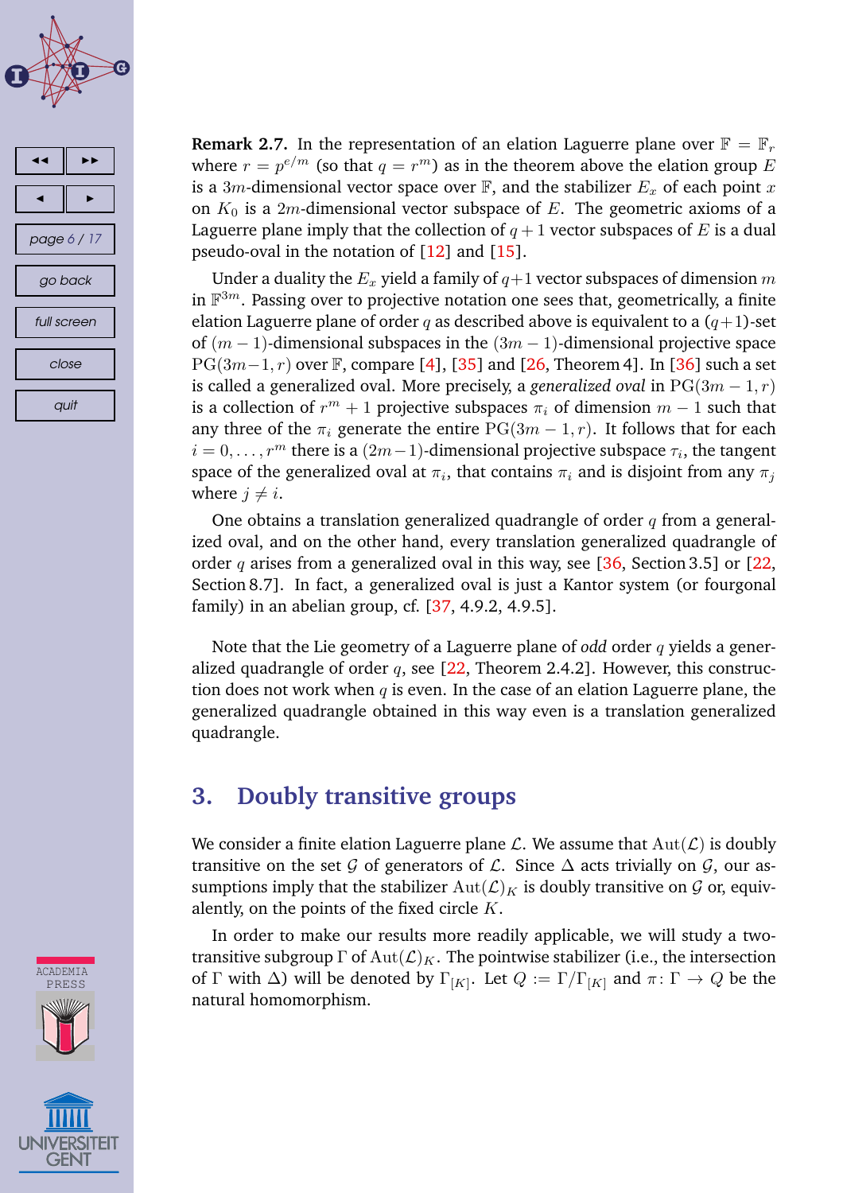**Remark 2.7.** In the representation of an elation Laguerre plane over $\mathbb{F} = \mathbb{F}_r$ where $r = p^{e/m}$ (so that $q = r^m$) as in the theorem above the elation group $E$ is a $3m$-dimensional vector space over $\mathbb{F}$, and the stabilizer $E_x$ of each point $x$ on $K_0$ is a $2m$-dimensional vector subspace of $E$. The geometric axioms of a Laguerre plane imply that the collection of $q+1$ vector subspaces of $E$ is a dual pseudo-oval in the notation of [12] and [15].

Under a duality the $E_x$ yield a family of $q+1$ vector subspaces of dimension $m$ in $\mathbb{F}^{3m}$. Passing over to projective notation one sees that, geometrically, a finite elation Laguerre plane of order $q$ as described above is equivalent to a $(q+1)$-set of $(m-1)$-dimensional subspaces in the $(3m-1)$-dimensional projective space $\mathrm{PG}(3m-1, r)$ over $\mathbb{F}$, compare [4], [35] and [26, Theorem 4]. In [36] such a set is called a generalized oval. More precisely, a *generalized oval* in $\mathrm{PG}(3m-1, r)$ is a collection of $r^m + 1$ projective subspaces $\pi_i$ of dimension $m-1$ such that any three of the $\pi_i$ generate the entire $\mathrm{PG}(3m-1, r)$. It follows that for each $i = 0, \ldots, r^m$ there is a $(2m-1)$-dimensional projective subspace $\tau_i$, the tangent space of the generalized oval at $\pi_i$, that contains $\pi_i$ and is disjoint from any $\pi_j$ where $j \neq i$.

One obtains a translation generalized quadrangle of order $q$ from a generalized oval, and on the other hand, every translation generalized quadrangle of order $q$ arises from a generalized oval in this way, see [36, Section 3.5] or [22, Section 8.7]. In fact, a generalized oval is just a Kantor system (or fourgonal family) in an abelian group, cf. [37, 4.9.2, 4.9.5].

Note that the Lie geometry of a Laguerre plane of *odd* order $q$ yields a generalized quadrangle of order $q$, see [22, Theorem 2.4.2]. However, this construction does not work when $q$ is even. In the case of an elation Laguerre plane, the generalized quadrangle obtained in this way even is a translation generalized quadrangle.

## 3. Doubly transitive groups

We consider a finite elation Laguerre plane $\mathcal{L}$. We assume that $\mathrm{Aut}(\mathcal{L})$ is doubly transitive on the set $\mathcal{G}$ of generators of $\mathcal{L}$. Since $\Delta$ acts trivially on $\mathcal{G}$, our assumptions imply that the stabilizer $\mathrm{Aut}(\mathcal{L})_K$ is doubly transitive on $\mathcal{G}$ or, equivalently, on the points of the fixed circle $K$.

In order to make our results more readily applicable, we will study a two-transitive subgroup $\Gamma$ of $\mathrm{Aut}(\mathcal{L})_K$. The pointwise stabilizer (i.e., the intersection of $\Gamma$ with $\Delta$) will be denoted by $\Gamma_{[K]}$. Let $Q := \Gamma/\Gamma_{[K]}$ and $\pi\colon \Gamma \to Q$ be the natural homomorphism.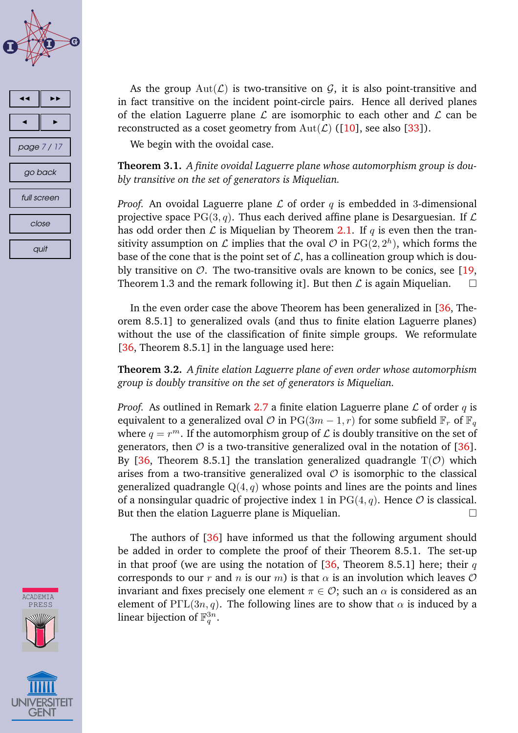As the group $\mathrm{Aut}(\mathcal{L})$ is two-transitive on $\mathcal{G}$, it is also point-transitive and in fact transitive on the incident point-circle pairs. Hence all derived planes of the elation Laguerre plane $\mathcal{L}$ are isomorphic to each other and $\mathcal{L}$ can be reconstructed as a coset geometry from $\mathrm{Aut}(\mathcal{L})$ ([10], see also [33]).

We begin with the ovoidal case.

**Theorem 3.1.** *A finite ovoidal Laguerre plane whose automorphism group is doubly transitive on the set of generators is Miquelian.*

*Proof.* An ovoidal Laguerre plane $\mathcal{L}$ of order $q$ is embedded in 3-dimensional projective space $\mathrm{PG}(3, q)$. Thus each derived affine plane is Desarguesian. If $\mathcal{L}$ has odd order then $\mathcal{L}$ is Miquelian by Theorem 2.1. If $q$ is even then the transitivity assumption on $\mathcal{L}$ implies that the oval $\mathcal{O}$ in $\mathrm{PG}(2, 2^h)$, which forms the base of the cone that is the point set of $\mathcal{L}$, has a collineation group which is doubly transitive on $\mathcal{O}$. The two-transitive ovals are known to be conics, see [19, Theorem 1.3 and the remark following it]. But then $\mathcal{L}$ is again Miquelian. □

In the even order case the above Theorem has been generalized in [36, Theorem 8.5.1] to generalized ovals (and thus to finite elation Laguerre planes) without the use of the classification of finite simple groups. We reformulate [36, Theorem 8.5.1] in the language used here:

**Theorem 3.2.** *A finite elation Laguerre plane of even order whose automorphism group is doubly transitive on the set of generators is Miquelian.*

*Proof.* As outlined in Remark 2.7 a finite elation Laguerre plane $\mathcal{L}$ of order $q$ is equivalent to a generalized oval $\mathcal{O}$ in $\mathrm{PG}(3m-1, r)$ for some subfield $\mathbb{F}_r$ of $\mathbb{F}_q$ where $q = r^m$. If the automorphism group of $\mathcal{L}$ is doubly transitive on the set of generators, then $\mathcal{O}$ is a two-transitive generalized oval in the notation of [36]. By [36, Theorem 8.5.1] the translation generalized quadrangle $\mathrm{T}(\mathcal{O})$ which arises from a two-transitive generalized oval $\mathcal{O}$ is isomorphic to the classical generalized quadrangle $\mathrm{Q}(4, q)$ whose points and lines are the points and lines of a nonsingular quadric of projective index 1 in $\mathrm{PG}(4, q)$. Hence $\mathcal{O}$ is classical. But then the elation Laguerre plane is Miquelian. □

The authors of [36] have informed us that the following argument should be added in order to complete the proof of their Theorem 8.5.1. The set-up in that proof (we are using the notation of [36, Theorem 8.5.1] here; their $q$ corresponds to our $r$ and $n$ is our $m$) is that $\alpha$ is an involution which leaves $\mathcal{O}$ invariant and fixes precisely one element $\pi \in \mathcal{O}$; such an $\alpha$ is considered as an element of $\mathrm{P\Gamma L}(3n, q)$. The following lines are to show that $\alpha$ is induced by a linear bijection of $\mathbb{F}_q^{3n}$.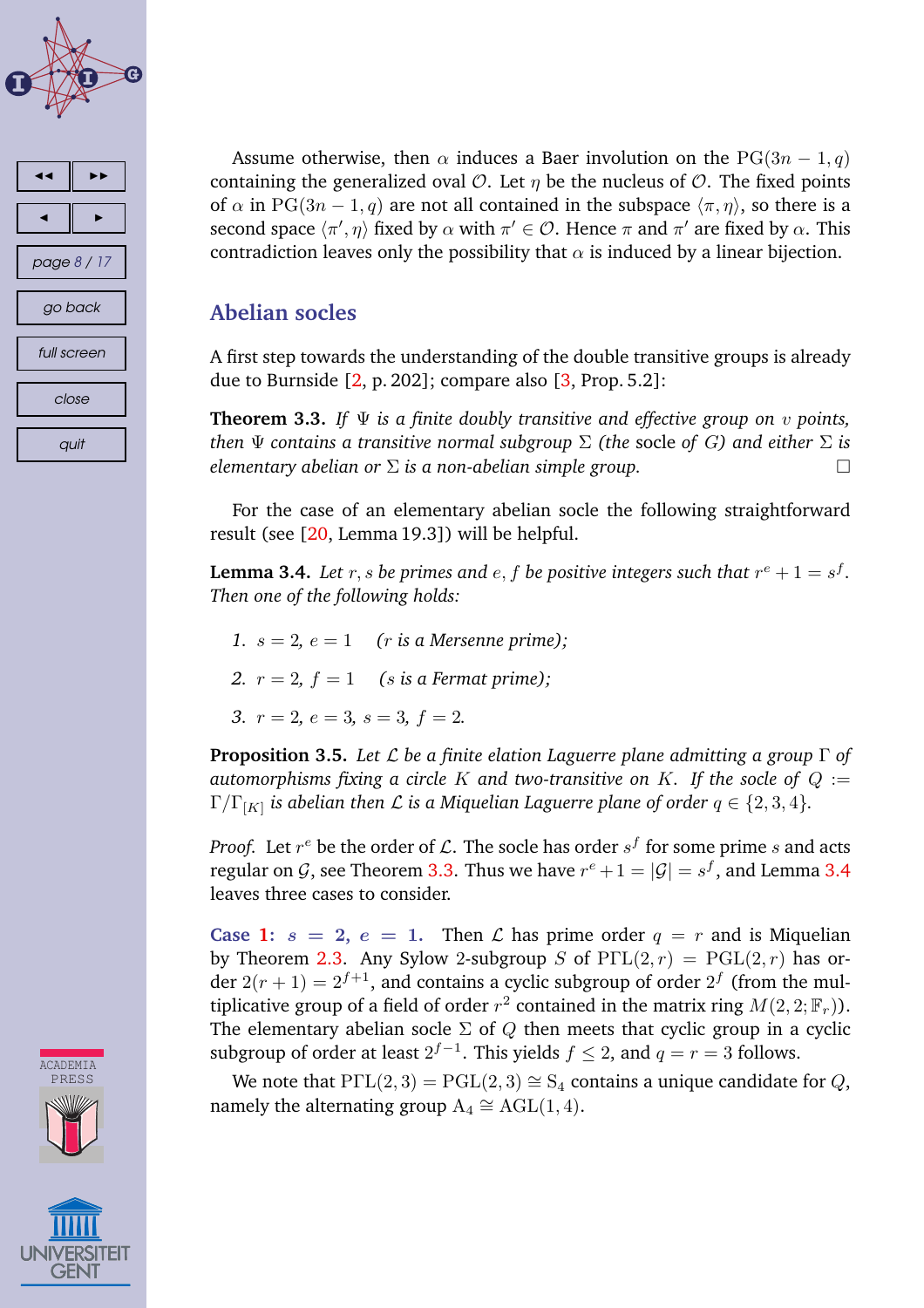Assume otherwise, then $\alpha$ induces a Baer involution on the $\mathrm{PG}(3n-1,q)$ containing the generalized oval $\mathcal{O}$. Let $\eta$ be the nucleus of $\mathcal{O}$. The fixed points of $\alpha$ in $\mathrm{PG}(3n-1,q)$ are not all contained in the subspace $\langle \pi, \eta \rangle$, so there is a second space $\langle \pi', \eta \rangle$ fixed by $\alpha$ with $\pi' \in \mathcal{O}$. Hence $\pi$ and $\pi'$ are fixed by $\alpha$. This contradiction leaves only the possibility that $\alpha$ is induced by a linear bijection.

## Abelian socles

A first step towards the understanding of the double transitive groups is already due to Burnside [2, p. 202]; compare also [3, Prop. 5.2]:

**Theorem 3.3.** *If $\Psi$ is a finite doubly transitive and effective group on $v$ points, then $\Psi$ contains a transitive normal subgroup $\Sigma$ (the socle of $G$) and either $\Sigma$ is elementary abelian or $\Sigma$ is a non-abelian simple group.* □

For the case of an elementary abelian socle the following straightforward result (see [20, Lemma 19.3]) will be helpful.

**Lemma 3.4.** *Let $r, s$ be primes and $e, f$ be positive integers such that $r^e + 1 = s^f$. Then one of the following holds:*

1. $s = 2,\ e = 1$ *($r$ is a Mersenne prime);*
2. $r = 2,\ f = 1$ *($s$ is a Fermat prime);*
3. $r = 2,\ e = 3,\ s = 3,\ f = 2$.

**Proposition 3.5.** *Let $\mathcal{L}$ be a finite elation Laguerre plane admitting a group $\Gamma$ of automorphisms fixing a circle $K$ and two-transitive on $K$. If the socle of $Q := \Gamma/\Gamma_{[K]}$ is abelian then $\mathcal{L}$ is a Miquelian Laguerre plane of order $q \in \{2, 3, 4\}$.*

*Proof.* Let $r^e$ be the order of $\mathcal{L}$. The socle has order $s^f$ for some prime $s$ and acts regular on $\mathcal{G}$, see Theorem 3.3. Thus we have $r^e + 1 = |\mathcal{G}| = s^f$, and Lemma 3.4 leaves three cases to consider.

**Case 1: $s = 2$, $e = 1$.** Then $\mathcal{L}$ has prime order $q = r$ and is Miquelian by Theorem 2.3. Any Sylow 2-subgroup $S$ of $\mathrm{P\Gamma L}(2,r) = \mathrm{PGL}(2,r)$ has order $2(r+1) = 2^{f+1}$, and contains a cyclic subgroup of order $2^f$ (from the multiplicative group of a field of order $r^2$ contained in the matrix ring $M(2,2;\mathbb{F}_r)$). The elementary abelian socle $\Sigma$ of $Q$ then meets that cyclic group in a cyclic subgroup of order at least $2^{f-1}$. This yields $f \le 2$, and $q = r = 3$ follows.

We note that $\mathrm{P\Gamma L}(2,3) = \mathrm{PGL}(2,3) \cong \mathrm{S}_4$ contains a unique candidate for $Q$, namely the alternating group $\mathrm{A}_4 \cong \mathrm{AGL}(1,4)$.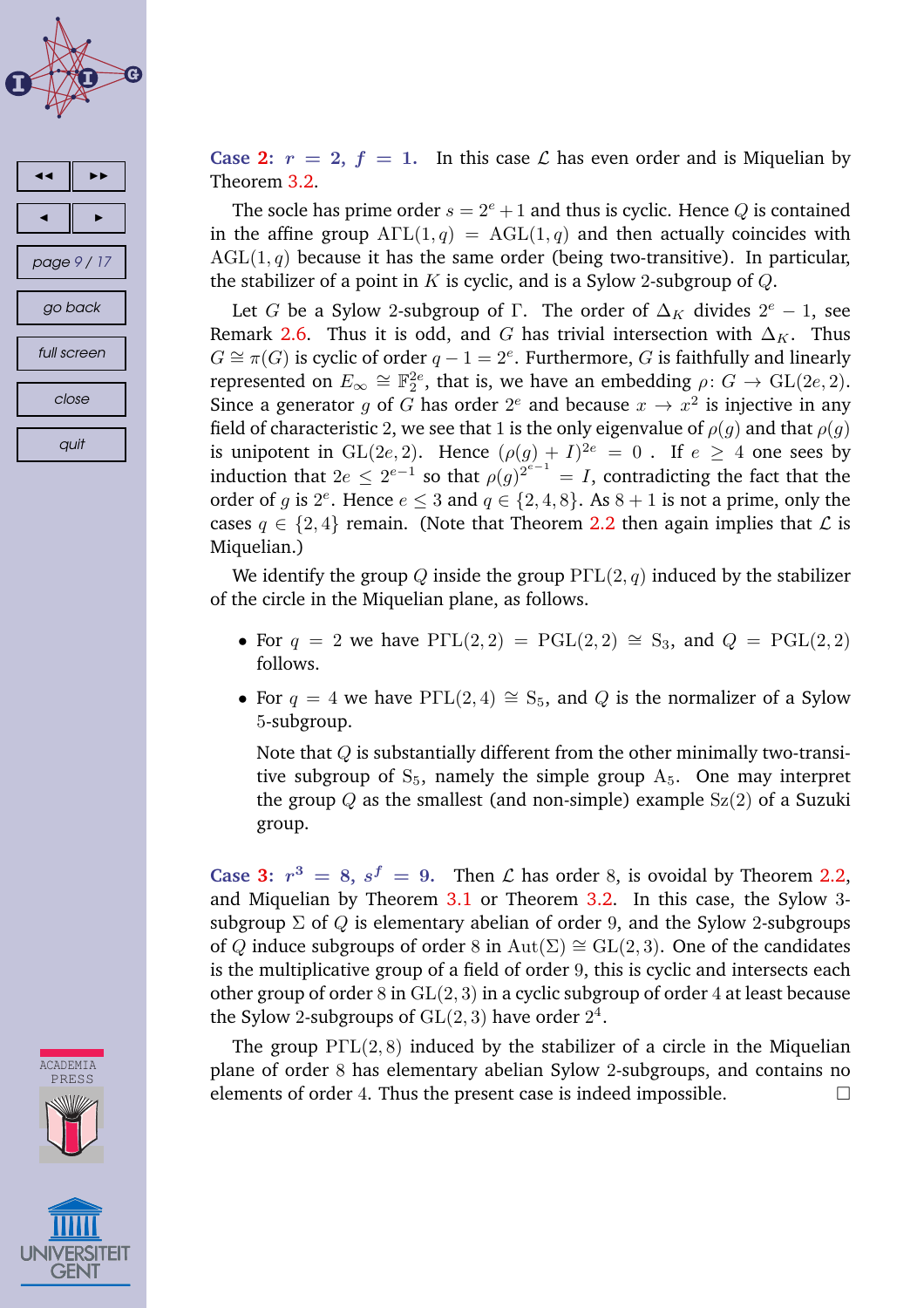**Case 2: $r = 2$, $f = 1$.** In this case $\mathcal{L}$ has even order and is Miquelian by Theorem 3.2.

The socle has prime order $s = 2^e + 1$ and thus is cyclic. Hence $Q$ is contained in the affine group $\mathrm{A\Gamma L}(1, q) = \mathrm{AGL}(1, q)$ and then actually coincides with $\mathrm{AGL}(1, q)$ because it has the same order (being two-transitive). In particular, the stabilizer of a point in $K$ is cyclic, and is a Sylow 2-subgroup of $Q$.

Let $G$ be a Sylow 2-subgroup of $\Gamma$. The order of $\Delta_K$ divides $2^e - 1$, see Remark 2.6. Thus it is odd, and $G$ has trivial intersection with $\Delta_K$. Thus $G \cong \pi(G)$ is cyclic of order $q - 1 = 2^e$. Furthermore, $G$ is faithfully and linearly represented on $E_\infty \cong \mathbb{F}_2^{2e}$, that is, we have an embedding $\rho\colon G \to \mathrm{GL}(2e, 2)$. Since a generator $g$ of $G$ has order $2^e$ and because $x \to x^2$ is injective in any field of characteristic 2, we see that 1 is the only eigenvalue of $\rho(g)$ and that $\rho(g)$ is unipotent in $\mathrm{GL}(2e, 2)$. Hence $(\rho(g) + I)^{2e} = 0$ . If $e \geq 4$ one sees by induction that $2e \leq 2^{e-1}$ so that $\rho(g)^{2^{e-1}} = I$, contradicting the fact that the order of $g$ is $2^e$. Hence $e \leq 3$ and $q \in \{2, 4, 8\}$. As $8 + 1$ is not a prime, only the cases $q \in \{2, 4\}$ remain. (Note that Theorem 2.2 then again implies that $\mathcal{L}$ is Miquelian.)

We identify the group $Q$ inside the group $\mathrm{P\Gamma L}(2, q)$ induced by the stabilizer of the circle in the Miquelian plane, as follows.

- For $q = 2$ we have $\mathrm{P\Gamma L}(2, 2) = \mathrm{PGL}(2, 2) \cong \mathrm{S}_3$, and $Q = \mathrm{PGL}(2, 2)$ follows.
- For $q = 4$ we have $\mathrm{P\Gamma L}(2, 4) \cong \mathrm{S}_5$, and $Q$ is the normalizer of a Sylow 5-subgroup.

  Note that $Q$ is substantially different from the other minimally two-transitive subgroup of $\mathrm{S}_5$, namely the simple group $\mathrm{A}_5$. One may interpret the group $Q$ as the smallest (and non-simple) example $\mathrm{Sz}(2)$ of a Suzuki group.

**Case 3: $r^3 = 8$, $s^f = 9$.** Then $\mathcal{L}$ has order 8, is ovoidal by Theorem 2.2, and Miquelian by Theorem 3.1 or Theorem 3.2. In this case, the Sylow 3-subgroup $\Sigma$ of $Q$ is elementary abelian of order 9, and the Sylow 2-subgroups of $Q$ induce subgroups of order 8 in $\mathrm{Aut}(\Sigma) \cong \mathrm{GL}(2, 3)$. One of the candidates is the multiplicative group of a field of order 9, this is cyclic and intersects each other group of order 8 in $\mathrm{GL}(2, 3)$ in a cyclic subgroup of order 4 at least because the Sylow 2-subgroups of $\mathrm{GL}(2, 3)$ have order $2^4$.

The group $\mathrm{P\Gamma L}(2, 8)$ induced by the stabilizer of a circle in the Miquelian plane of order 8 has elementary abelian Sylow 2-subgroups, and contains no elements of order 4. Thus the present case is indeed impossible. □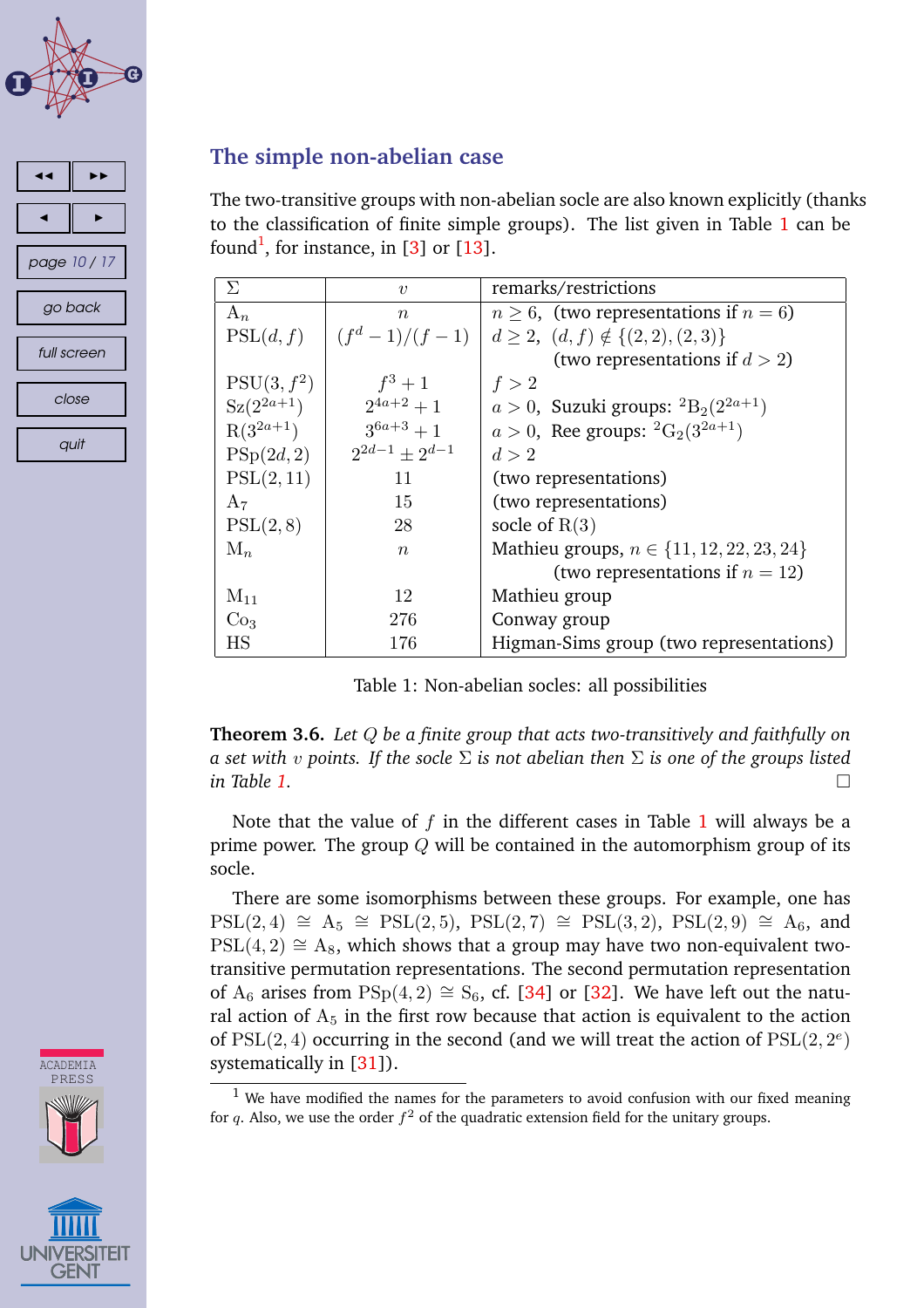## The simple non-abelian case

The two-transitive groups with non-abelian socle are also known explicitly (thanks to the classification of finite simple groups). The list given in Table 1 can be found[1], for instance, in [3] or [13].

| $\Sigma$ | $v$ | remarks/restrictions |
|---|---|---|
| $\mathrm{A}_n$ | $n$ | $n \geq 6$, (two representations if $n = 6$) |
| $\mathrm{PSL}(d, f)$ | $(f^d - 1)/(f - 1)$ | $d \geq 2$, $(d, f) \notin \{(2, 2), (2, 3)\}$ (two representations if $d > 2$) |
| $\mathrm{PSU}(3, f^2)$ | $f^3 + 1$ | $f > 2$ |
| $\mathrm{Sz}(2^{2a+1})$ | $2^{4a+2} + 1$ | $a > 0$, Suzuki groups: ${}^2\mathrm{B}_2(2^{2a+1})$ |
| $\mathrm{R}(3^{2a+1})$ | $3^{6a+3} + 1$ | $a > 0$, Ree groups: ${}^2\mathrm{G}_2(3^{2a+1})$ |
| $\mathrm{PSp}(2d, 2)$ | $2^{2d-1} \pm 2^{d-1}$ | $d > 2$ |
| $\mathrm{PSL}(2, 11)$ | 11 | (two representations) |
| $\mathrm{A}_7$ | 15 | (two representations) |
| $\mathrm{PSL}(2, 8)$ | 28 | socle of $\mathrm{R}(3)$ |
| $\mathrm{M}_n$ | $n$ | Mathieu groups, $n \in \{11, 12, 22, 23, 24\}$ (two representations if $n = 12$) |
| $\mathrm{M}_{11}$ | 12 | Mathieu group |
| $\mathrm{Co}_3$ | 276 | Conway group |
| HS | 176 | Higman-Sims group (two representations) |

Table 1: Non-abelian socles: all possibilities

**Theorem 3.6.** *Let $Q$ be a finite group that acts two-transitively and faithfully on a set with $v$ points. If the socle $\Sigma$ is not abelian then $\Sigma$ is one of the groups listed in Table 1.* □

Note that the value of $f$ in the different cases in Table 1 will always be a prime power. The group $Q$ will be contained in the automorphism group of its socle.

There are some isomorphisms between these groups. For example, one has $\mathrm{PSL}(2, 4) \cong \mathrm{A}_5 \cong \mathrm{PSL}(2, 5)$, $\mathrm{PSL}(2, 7) \cong \mathrm{PSL}(3, 2)$, $\mathrm{PSL}(2, 9) \cong \mathrm{A}_6$, and $\mathrm{PSL}(4, 2) \cong \mathrm{A}_8$, which shows that a group may have two non-equivalent two-transitive permutation representations. The second permutation representation of $\mathrm{A}_6$ arises from $\mathrm{PSp}(4, 2) \cong \mathrm{S}_6$, cf. [34] or [32]. We have left out the natural action of $\mathrm{A}_5$ in the first row because that action is equivalent to the action of $\mathrm{PSL}(2, 4)$ occurring in the second (and we will treat the action of $\mathrm{PSL}(2, 2^e)$ systematically in [31]).

[1] We have modified the names for the parameters to avoid confusion with our fixed meaning for $q$. Also, we use the order $f^2$ of the quadratic extension field for the unitary groups.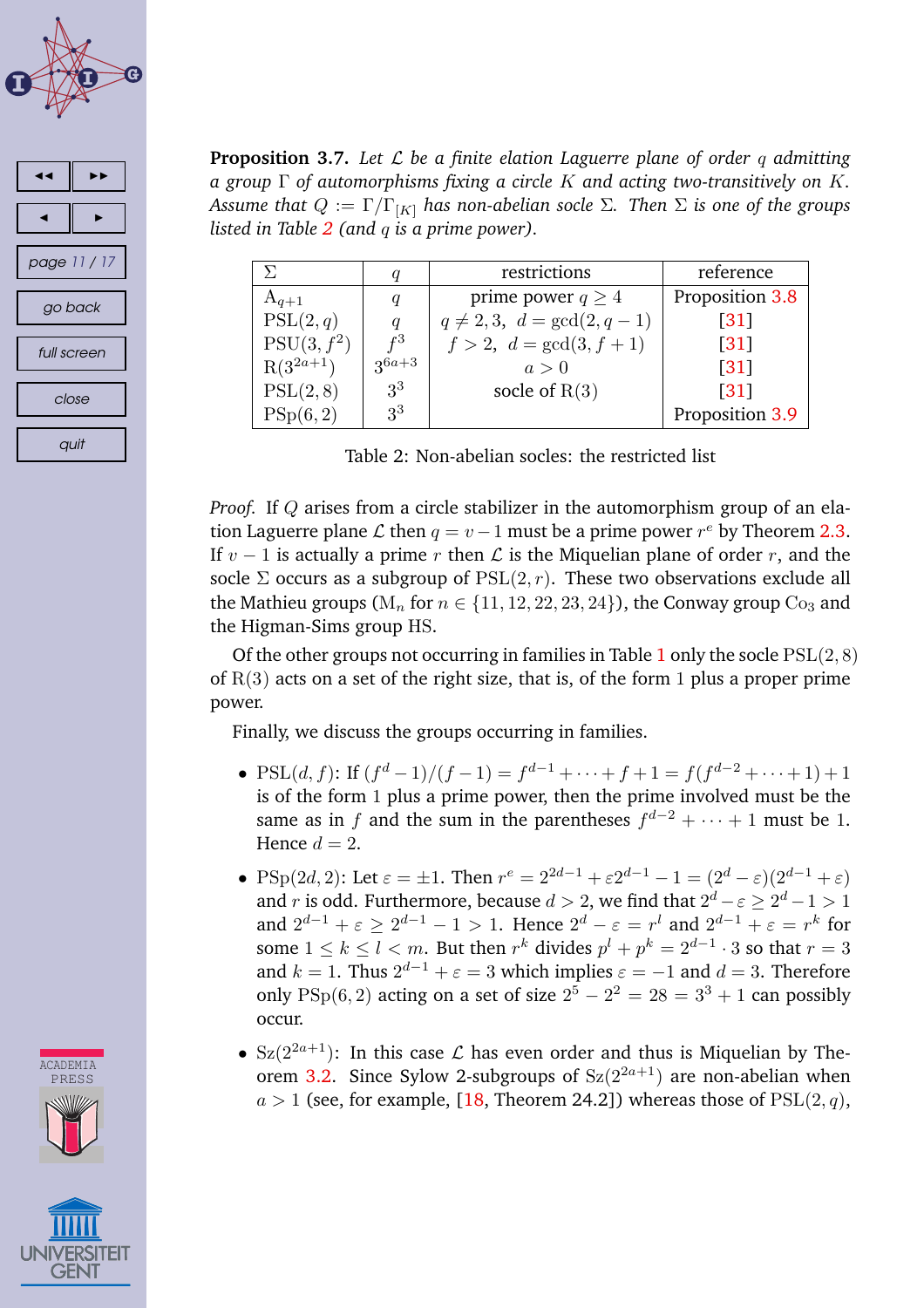**Proposition 3.7.** *Let $\mathcal{L}$ be a finite elation Laguerre plane of order $q$ admitting a group $\Gamma$ of automorphisms fixing a circle $K$ and acting two-transitively on $K$. Assume that $Q := \Gamma/\Gamma_{[K]}$ has non-abelian socle $\Sigma$. Then $\Sigma$ is one of the groups listed in Table 2 (and $q$ is a prime power).*

| $\Sigma$ | $q$ | restrictions | reference |
|---|---|---|---|
| $\mathrm{A}_{q+1}$ | $q$ | prime power $q \geq 4$ | Proposition 3.8 |
| $\mathrm{PSL}(2,q)$ | $q$ | $q \neq 2, 3,\ \ d = \gcd(2, q-1)$ | [31] |
| $\mathrm{PSU}(3, f^2)$ | $f^3$ | $f > 2,\ \ d = \gcd(3, f+1)$ | [31] |
| $\mathrm{R}(3^{2a+1})$ | $3^{6a+3}$ | $a > 0$ | [31] |
| $\mathrm{PSL}(2,8)$ | $3^3$ | socle of $\mathrm{R}(3)$ | [31] |
| $\mathrm{PSp}(6,2)$ | $3^3$ | | Proposition 3.9 |

Table 2: Non-abelian socles: the restricted list

*Proof.* If $Q$ arises from a circle stabilizer in the automorphism group of an elation Laguerre plane $\mathcal{L}$ then $q = v - 1$ must be a prime power $r^e$ by Theorem 2.3. If $v - 1$ is actually a prime $r$ then $\mathcal{L}$ is the Miquelian plane of order $r$, and the socle $\Sigma$ occurs as a subgroup of $\mathrm{PSL}(2, r)$. These two observations exclude all the Mathieu groups ($\mathrm{M}_n$ for $n \in \{11, 12, 22, 23, 24\}$), the Conway group $\mathrm{Co}_3$ and the Higman-Sims group HS.

Of the other groups not occurring in families in Table 1 only the socle $\mathrm{PSL}(2, 8)$ of $\mathrm{R}(3)$ acts on a set of the right size, that is, of the form $1$ plus a proper prime power.

Finally, we discuss the groups occurring in families.

- $\mathrm{PSL}(d, f)$: If $(f^d - 1)/(f - 1) = f^{d-1} + \cdots + f + 1 = f(f^{d-2} + \cdots + 1) + 1$ is of the form $1$ plus a prime power, then the prime involved must be the same as in $f$ and the sum in the parentheses $f^{d-2} + \cdots + 1$ must be $1$. Hence $d = 2$.
- $\mathrm{PSp}(2d, 2)$: Let $\varepsilon = \pm 1$. Then $r^e = 2^{2d-1} + \varepsilon 2^{d-1} - 1 = (2^d - \varepsilon)(2^{d-1} + \varepsilon)$ and $r$ is odd. Furthermore, because $d > 2$, we find that $2^d - \varepsilon \geq 2^d - 1 > 1$ and $2^{d-1} + \varepsilon \geq 2^{d-1} - 1 > 1$. Hence $2^d - \varepsilon = r^l$ and $2^{d-1} + \varepsilon = r^k$ for some $1 \leq k \leq l < m$. But then $r^k$ divides $p^l + p^k = 2^{d-1} \cdot 3$ so that $r = 3$ and $k = 1$. Thus $2^{d-1} + \varepsilon = 3$ which implies $\varepsilon = -1$ and $d = 3$. Therefore only $\mathrm{PSp}(6, 2)$ acting on a set of size $2^5 - 2^2 = 28 = 3^3 + 1$ can possibly occur.
- $\mathrm{Sz}(2^{2a+1})$: In this case $\mathcal{L}$ has even order and thus is Miquelian by Theorem 3.2. Since Sylow 2-subgroups of $\mathrm{Sz}(2^{2a+1})$ are non-abelian when $a > 1$ (see, for example, [18, Theorem 24.2]) whereas those of $\mathrm{PSL}(2, q)$,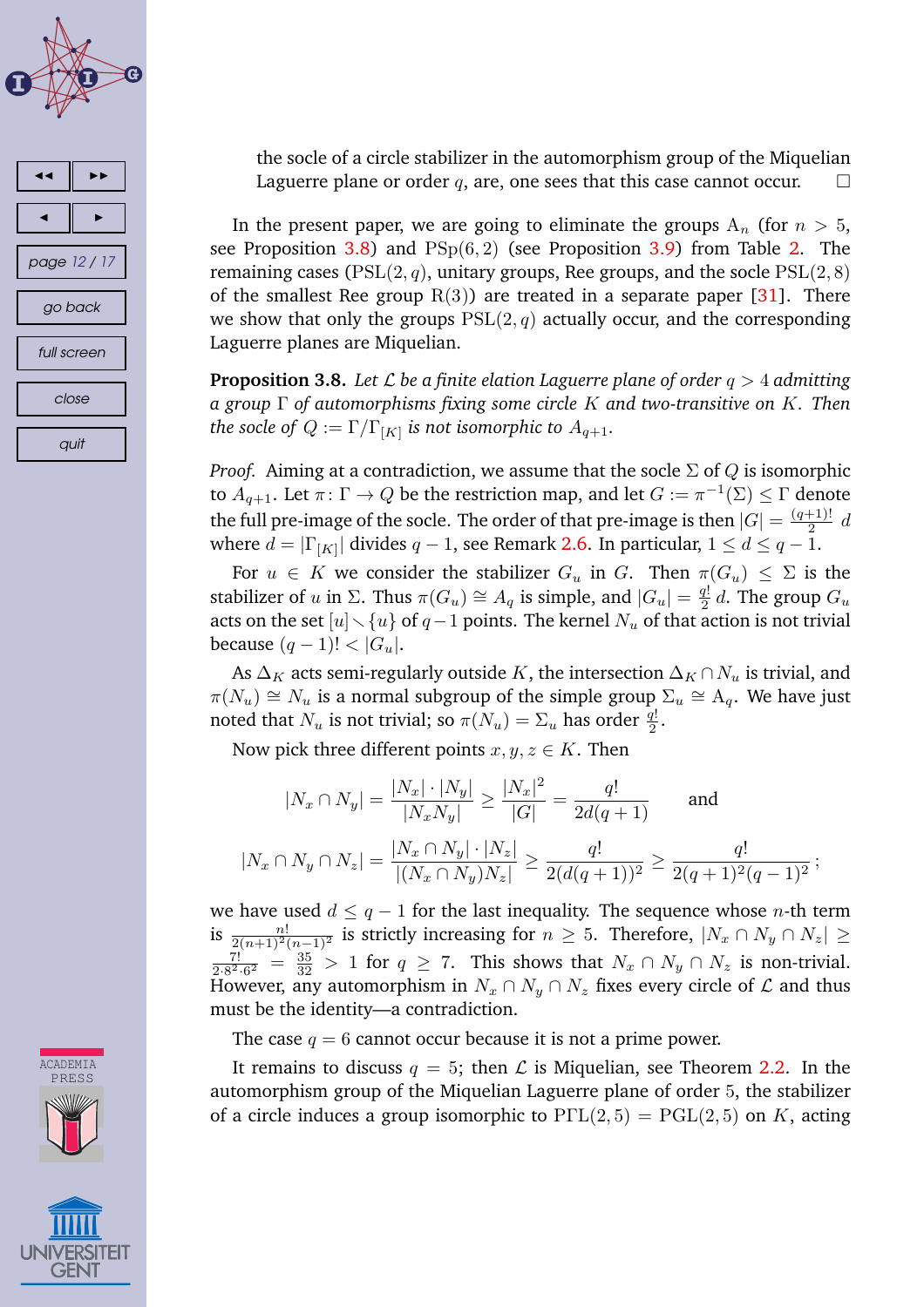the socle of a circle stabilizer in the automorphism group of the Miquelian Laguerre plane or order $q$, are, one sees that this case cannot occur. □

In the present paper, we are going to eliminate the groups $\mathrm{A}_n$ (for $n > 5$, see Proposition 3.8) and $\mathrm{PSp}(6,2)$ (see Proposition 3.9) from Table 2. The remaining cases ($\mathrm{PSL}(2,q)$, unitary groups, Ree groups, and the socle $\mathrm{PSL}(2,8)$ of the smallest Ree group $\mathrm{R}(3)$) are treated in a separate paper [31]. There we show that only the groups $\mathrm{PSL}(2,q)$ actually occur, and the corresponding Laguerre planes are Miquelian.

**Proposition 3.8.** *Let $\mathcal{L}$ be a finite elation Laguerre plane of order $q > 4$ admitting a group $\Gamma$ of automorphisms fixing some circle $K$ and two-transitive on $K$. Then the socle of $Q := \Gamma/\Gamma_{[K]}$ is not isomorphic to $A_{q+1}$.*

*Proof.* Aiming at a contradiction, we assume that the socle $\Sigma$ of $Q$ is isomorphic to $A_{q+1}$. Let $\pi\colon \Gamma \to Q$ be the restriction map, and let $G := \pi^{-1}(\Sigma) \le \Gamma$ denote the full pre-image of the socle. The order of that pre-image is then $|G| = \frac{(q+1)!}{2}\, d$ where $d = |\Gamma_{[K]}|$ divides $q-1$, see Remark 2.6. In particular, $1 \le d \le q-1$.

For $u \in K$ we consider the stabilizer $G_u$ in $G$. Then $\pi(G_u) \le \Sigma$ is the stabilizer of $u$ in $\Sigma$. Thus $\pi(G_u) \cong A_q$ is simple, and $|G_u| = \frac{q!}{2}\, d$. The group $G_u$ acts on the set $[u] \smallsetminus \{u\}$ of $q-1$ points. The kernel $N_u$ of that action is not trivial because $(q-1)! < |G_u|$.

As $\Delta_K$ acts semi-regularly outside $K$, the intersection $\Delta_K \cap N_u$ is trivial, and $\pi(N_u) \cong N_u$ is a normal subgroup of the simple group $\Sigma_u \cong \mathrm{A}_q$. We have just noted that $N_u$ is not trivial; so $\pi(N_u) = \Sigma_u$ has order $\frac{q!}{2}$.

Now pick three different points $x, y, z \in K$. Then

$$|N_x \cap N_y| = \frac{|N_x|\cdot|N_y|}{|N_xN_y|} \ge \frac{|N_x|^2}{|G|} = \frac{q!}{2d(q+1)} \qquad \text{and}$$

$$|N_x \cap N_y \cap N_z| = \frac{|N_x \cap N_y|\cdot|N_z|}{|(N_x \cap N_y)N_z|} \ge \frac{q!}{2(d(q+1))^2} \ge \frac{q!}{2(q+1)^2(q-1)^2}\,;$$

we have used $d \le q-1$ for the last inequality. The sequence whose $n$-th term is $\frac{n!}{2(n+1)^2(n-1)^2}$ is strictly increasing for $n \ge 5$. Therefore, $|N_x \cap N_y \cap N_z| \ge \frac{7!}{2\cdot 8^2\cdot 6^2} = \frac{35}{32} > 1$ for $q \ge 7$. This shows that $N_x \cap N_y \cap N_z$ is non-trivial. However, any automorphism in $N_x \cap N_y \cap N_z$ fixes every circle of $\mathcal{L}$ and thus must be the identity—a contradiction.

The case $q = 6$ cannot occur because it is not a prime power.

It remains to discuss $q = 5$; then $\mathcal{L}$ is Miquelian, see Theorem 2.2. In the automorphism group of the Miquelian Laguerre plane of order 5, the stabilizer of a circle induces a group isomorphic to $\mathrm{P\Gamma L}(2,5) = \mathrm{PGL}(2,5)$ on $K$, acting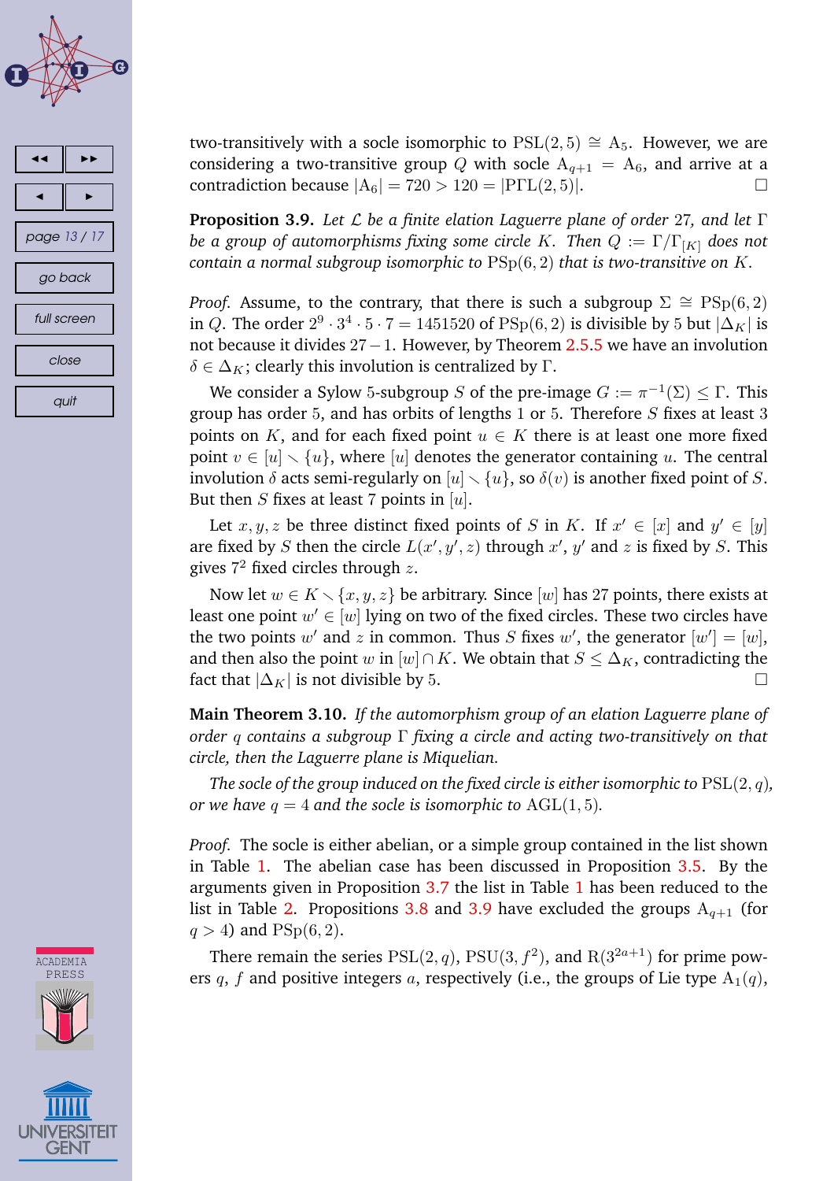two-transitively with a socle isomorphic to $\mathrm{PSL}(2,5) \cong \mathrm{A}_5$. However, we are considering a two-transitive group $Q$ with socle $\mathrm{A}_{q+1} = \mathrm{A}_6$, and arrive at a contradiction because $|\mathrm{A}_6| = 720 > 120 = |\mathrm{P\Gamma L}(2,5)|$. □

**Proposition 3.9.** *Let $\mathcal{L}$ be a finite elation Laguerre plane of order 27, and let $\Gamma$ be a group of automorphisms fixing some circle $K$. Then $Q := \Gamma/\Gamma_{[K]}$ does not contain a normal subgroup isomorphic to $\mathrm{PSp}(6,2)$ that is two-transitive on $K$.*

*Proof.* Assume, to the contrary, that there is such a subgroup $\Sigma \cong \mathrm{PSp}(6,2)$ in $Q$. The order $2^9 \cdot 3^4 \cdot 5 \cdot 7 = 1451520$ of $\mathrm{PSp}(6,2)$ is divisible by 5 but $|\Delta_K|$ is not because it divides $27-1$. However, by Theorem 2.5.5 we have an involution $\delta \in \Delta_K$; clearly this involution is centralized by $\Gamma$.

We consider a Sylow 5-subgroup $S$ of the pre-image $G := \pi^{-1}(\Sigma) \le \Gamma$. This group has order 5, and has orbits of lengths 1 or 5. Therefore $S$ fixes at least 3 points on $K$, and for each fixed point $u \in K$ there is at least one more fixed point $v \in [u] \setminus \{u\}$, where $[u]$ denotes the generator containing $u$. The central involution $\delta$ acts semi-regularly on $[u] \setminus \{u\}$, so $\delta(v)$ is another fixed point of $S$. But then $S$ fixes at least 7 points in $[u]$.

Let $x, y, z$ be three distinct fixed points of $S$ in $K$. If $x' \in [x]$ and $y' \in [y]$ are fixed by $S$ then the circle $L(x', y', z)$ through $x'$, $y'$ and $z$ is fixed by $S$. This gives $7^2$ fixed circles through $z$.

Now let $w \in K \setminus \{x, y, z\}$ be arbitrary. Since $[w]$ has 27 points, there exists at least one point $w' \in [w]$ lying on two of the fixed circles. These two circles have the two points $w'$ and $z$ in common. Thus $S$ fixes $w'$, the generator $[w'] = [w]$, and then also the point $w$ in $[w] \cap K$. We obtain that $S \le \Delta_K$, contradicting the fact that $|\Delta_K|$ is not divisible by 5. □

**Main Theorem 3.10.** *If the automorphism group of an elation Laguerre plane of order $q$ contains a subgroup $\Gamma$ fixing a circle and acting two-transitively on that circle, then the Laguerre plane is Miquelian.*

*The socle of the group induced on the fixed circle is either isomorphic to $\mathrm{PSL}(2,q)$, or we have $q = 4$ and the socle is isomorphic to $\mathrm{AGL}(1,5)$.*

*Proof.* The socle is either abelian, or a simple group contained in the list shown in Table 1. The abelian case has been discussed in Proposition 3.5. By the arguments given in Proposition 3.7 the list in Table 1 has been reduced to the list in Table 2. Propositions 3.8 and 3.9 have excluded the groups $\mathrm{A}_{q+1}$ (for $q > 4$) and $\mathrm{PSp}(6,2)$.

There remain the series $\mathrm{PSL}(2,q)$, $\mathrm{PSU}(3,f^2)$, and $\mathrm{R}(3^{2a+1})$ for prime powers $q$, $f$ and positive integers $a$, respectively (i.e., the groups of Lie type $\mathrm{A}_1(q)$,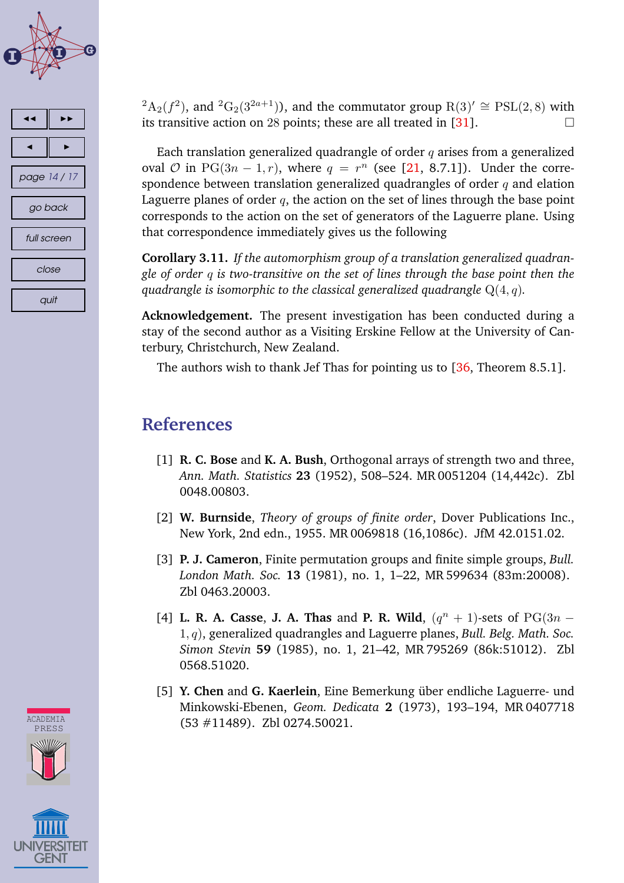${}^{2}\mathrm{A}_2(f^2)$, and ${}^{2}\mathrm{G}_2(3^{2a+1})$), and the commutator group $\mathrm{R}(3)' \cong \mathrm{PSL}(2,8)$ with its transitive action on 28 points; these are all treated in [31]. □

Each translation generalized quadrangle of order $q$ arises from a generalized oval $\mathcal{O}$ in $\mathrm{PG}(3n-1,r)$, where $q = r^n$ (see [21, 8.7.1]). Under the correspondence between translation generalized quadrangles of order $q$ and elation Laguerre planes of order $q$, the action on the set of lines through the base point corresponds to the action on the set of generators of the Laguerre plane. Using that correspondence immediately gives us the following

**Corollary 3.11.** *If the automorphism group of a translation generalized quadrangle of order $q$ is two-transitive on the set of lines through the base point then the quadrangle is isomorphic to the classical generalized quadrangle $\mathrm{Q}(4,q)$.*

**Acknowledgement.** The present investigation has been conducted during a stay of the second author as a Visiting Erskine Fellow at the University of Canterbury, Christchurch, New Zealand.

The authors wish to thank Jef Thas for pointing us to [36, Theorem 8.5.1].

## References

[1] **R. C. Bose** and **K. A. Bush**, Orthogonal arrays of strength two and three, *Ann. Math. Statistics* **23** (1952), 508–524. MR 0051204 (14,442c). Zbl 0048.00803.

[2] **W. Burnside**, *Theory of groups of finite order*, Dover Publications Inc., New York, 2nd edn., 1955. MR 0069818 (16,1086c). JfM 42.0151.02.

[3] **P. J. Cameron**, Finite permutation groups and finite simple groups, *Bull. London Math. Soc.* **13** (1981), no. 1, 1–22, MR 599634 (83m:20008). Zbl 0463.20003.

[4] **L. R. A. Casse**, **J. A. Thas** and **P. R. Wild**, $(q^n+1)$-sets of $\mathrm{PG}(3n-1,q)$, generalized quadrangles and Laguerre planes, *Bull. Belg. Math. Soc. Simon Stevin* **59** (1985), no. 1, 21–42, MR 795269 (86k:51012). Zbl 0568.51020.

[5] **Y. Chen** and **G. Kaerlein**, Eine Bemerkung über endliche Laguerre- und Minkowski-Ebenen, *Geom. Dedicata* **2** (1973), 193–194, MR 0407718 (53 #11489). Zbl 0274.50021.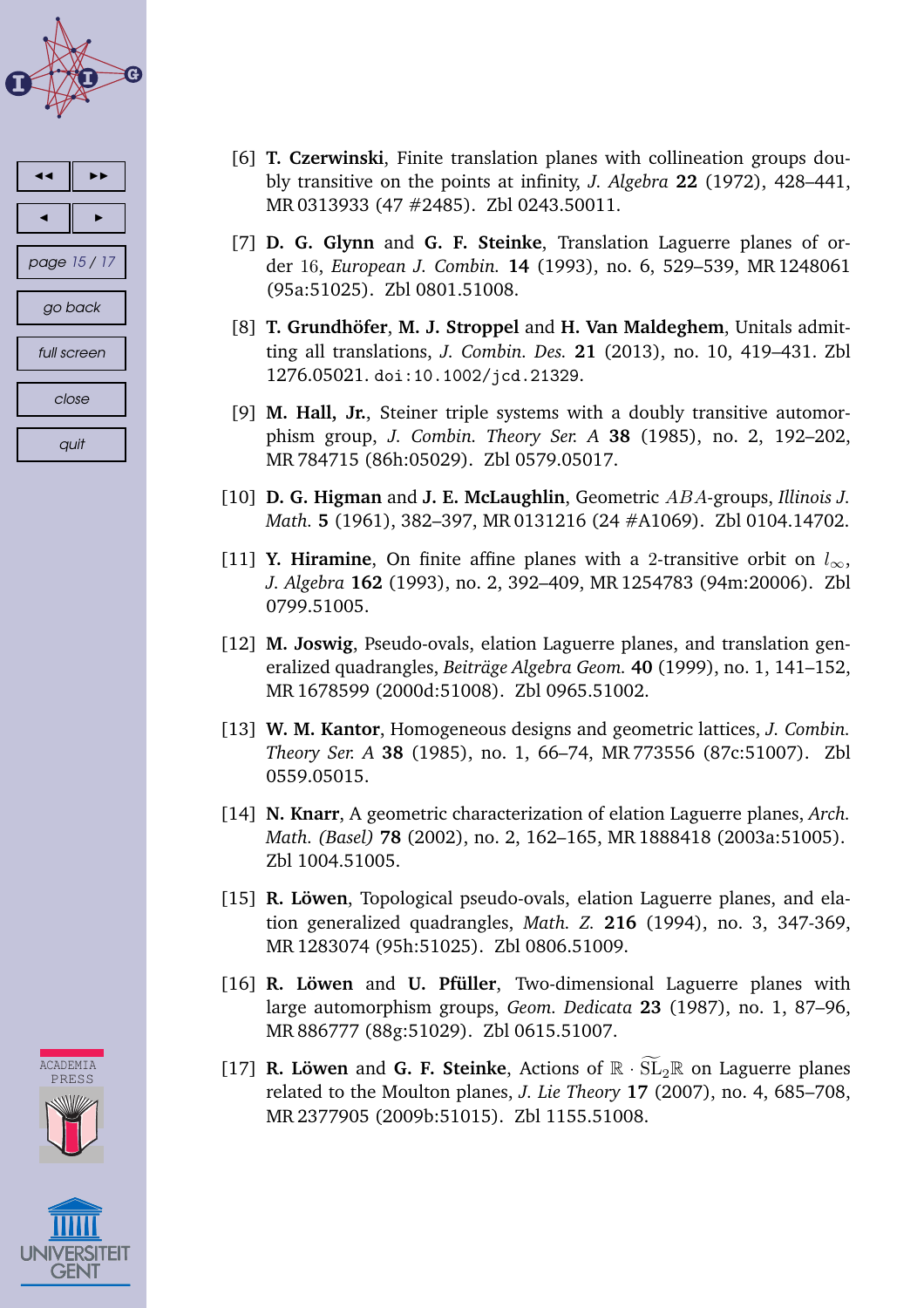[6] **T. Czerwinski**, Finite translation planes with collineation groups doubly transitive on the points at infinity, *J. Algebra* **22** (1972), 428–441, MR 0313933 (47 #2485). Zbl 0243.50011.

[7] **D. G. Glynn** and **G. F. Steinke**, Translation Laguerre planes of order $16$, *European J. Combin.* **14** (1993), no. 6, 529–539, MR 1248061 (95a:51025). Zbl 0801.51008.

[8] **T. Grundhöfer**, **M. J. Stroppel** and **H. Van Maldeghem**, Unitals admitting all translations, *J. Combin. Des.* **21** (2013), no. 10, 419–431. Zbl 1276.05021. doi:10.1002/jcd.21329.

[9] **M. Hall, Jr.**, Steiner triple systems with a doubly transitive automorphism group, *J. Combin. Theory Ser. A* **38** (1985), no. 2, 192–202, MR 784715 (86h:05029). Zbl 0579.05017.

[10] **D. G. Higman** and **J. E. McLaughlin**, Geometric $ABA$-groups, *Illinois J. Math.* **5** (1961), 382–397, MR 0131216 (24 #A1069). Zbl 0104.14702.

[11] **Y. Hiramine**, On finite affine planes with a $2$-transitive orbit on $l_\infty$, *J. Algebra* **162** (1993), no. 2, 392–409, MR 1254783 (94m:20006). Zbl 0799.51005.

[12] **M. Joswig**, Pseudo-ovals, elation Laguerre planes, and translation generalized quadrangles, *Beiträge Algebra Geom.* **40** (1999), no. 1, 141–152, MR 1678599 (2000d:51008). Zbl 0965.51002.

[13] **W. M. Kantor**, Homogeneous designs and geometric lattices, *J. Combin. Theory Ser. A* **38** (1985), no. 1, 66–74, MR 773556 (87c:51007). Zbl 0559.05015.

[14] **N. Knarr**, A geometric characterization of elation Laguerre planes, *Arch. Math. (Basel)* **78** (2002), no. 2, 162–165, MR 1888418 (2003a:51005). Zbl 1004.51005.

[15] **R. Löwen**, Topological pseudo-ovals, elation Laguerre planes, and elation generalized quadrangles, *Math. Z.* **216** (1994), no. 3, 347-369, MR 1283074 (95h:51025). Zbl 0806.51009.

[16] **R. Löwen** and **U. Pfüller**, Two-dimensional Laguerre planes with large automorphism groups, *Geom. Dedicata* **23** (1987), no. 1, 87–96, MR 886777 (88g:51029). Zbl 0615.51007.

[17] **R. Löwen** and **G. F. Steinke**, Actions of $\mathbb{R} \cdot \widetilde{\mathrm{SL}_2\mathbb{R}}$ on Laguerre planes related to the Moulton planes, *J. Lie Theory* **17** (2007), no. 4, 685–708, MR 2377905 (2009b:51015). Zbl 1155.51008.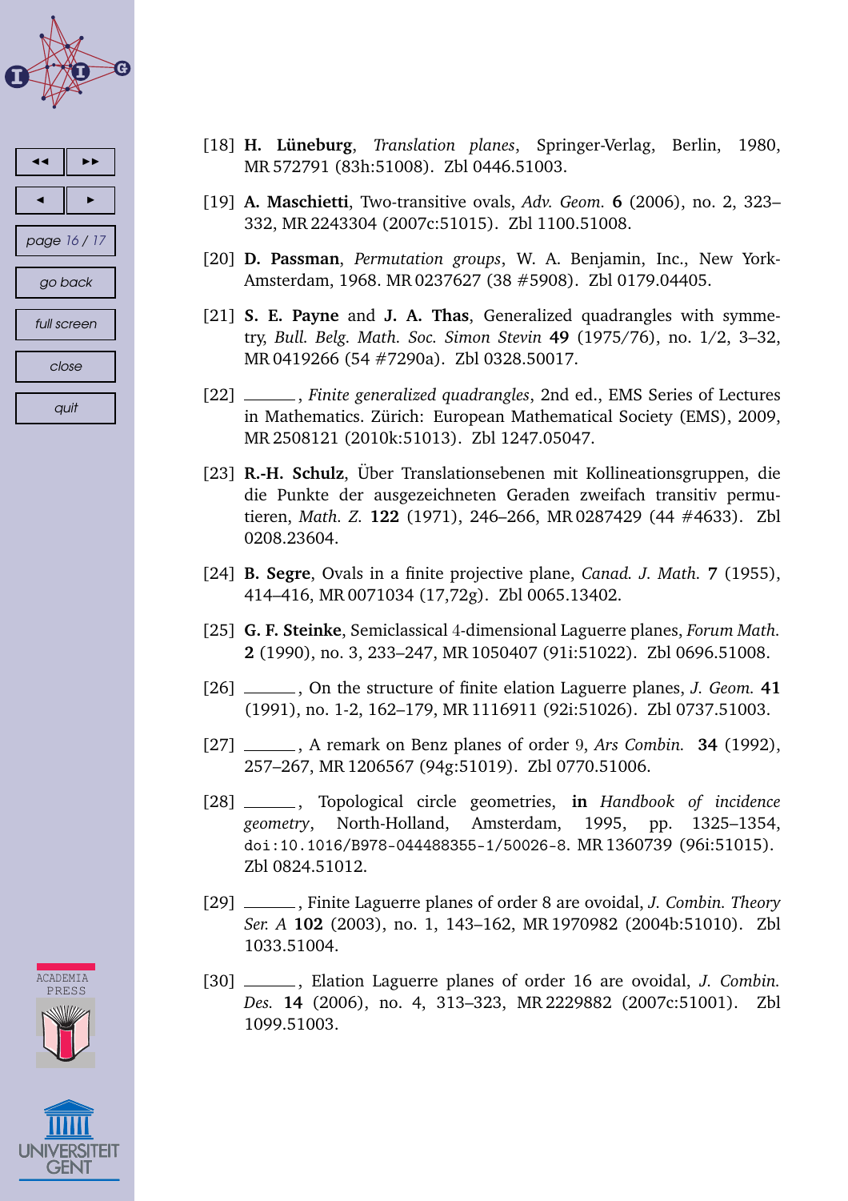[18] **H. Lüneburg**, *Translation planes*, Springer-Verlag, Berlin, 1980, MR 572791 (83h:51008). Zbl 0446.51003.

[19] **A. Maschietti**, Two-transitive ovals, *Adv. Geom.* **6** (2006), no. 2, 323–332, MR 2243304 (2007c:51015). Zbl 1100.51008.

[20] **D. Passman**, *Permutation groups*, W. A. Benjamin, Inc., New York-Amsterdam, 1968. MR 0237627 (38 #5908). Zbl 0179.04405.

[21] **S. E. Payne** and **J. A. Thas**, Generalized quadrangles with symmetry, *Bull. Belg. Math. Soc. Simon Stevin* **49** (1975/76), no. 1/2, 3–32, MR 0419266 (54 #7290a). Zbl 0328.50017.

[22] ______, *Finite generalized quadrangles*, 2nd ed., EMS Series of Lectures in Mathematics. Zürich: European Mathematical Society (EMS), 2009, MR 2508121 (2010k:51013). Zbl 1247.05047.

[23] **R.-H. Schulz**, Über Translationsebenen mit Kollineationsgruppen, die die Punkte der ausgezeichneten Geraden zweifach transitiv permutieren, *Math. Z.* **122** (1971), 246–266, MR 0287429 (44 #4633). Zbl 0208.23604.

[24] **B. Segre**, Ovals in a finite projective plane, *Canad. J. Math.* **7** (1955), 414–416, MR 0071034 (17,72g). Zbl 0065.13402.

[25] **G. F. Steinke**, Semiclassical $4$-dimensional Laguerre planes, *Forum Math.* **2** (1990), no. 3, 233–247, MR 1050407 (91i:51022). Zbl 0696.51008.

[26] ______, On the structure of finite elation Laguerre planes, *J. Geom.* **41** (1991), no. 1-2, 162–179, MR 1116911 (92i:51026). Zbl 0737.51003.

[27] ______, A remark on Benz planes of order $9$, *Ars Combin.* **34** (1992), 257–267, MR 1206567 (94g:51019). Zbl 0770.51006.

[28] ______, Topological circle geometries, **in** *Handbook of incidence geometry*, North-Holland, Amsterdam, 1995, pp. 1325–1354, doi:10.1016/B978-044488355-1/50026-8. MR 1360739 (96i:51015). Zbl 0824.51012.

[29] ______, Finite Laguerre planes of order 8 are ovoidal, *J. Combin. Theory Ser. A* **102** (2003), no. 1, 143–162, MR 1970982 (2004b:51010). Zbl 1033.51004.

[30] ______, Elation Laguerre planes of order 16 are ovoidal, *J. Combin. Des.* **14** (2006), no. 4, 313–323, MR 2229882 (2007c:51001). Zbl 1099.51003.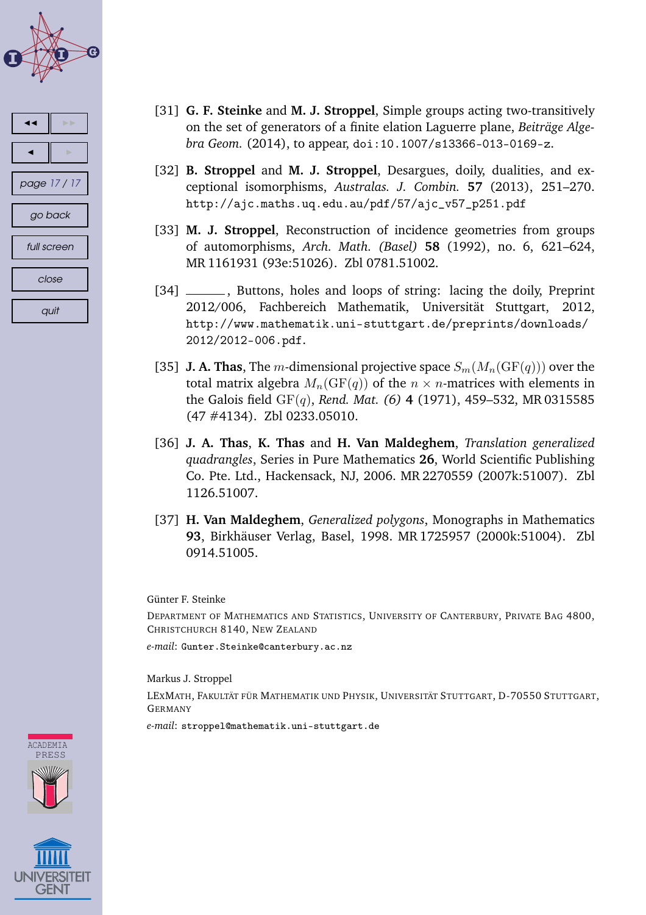[31] **G. F. Steinke** and **M. J. Stroppel**, Simple groups acting two-transitively on the set of generators of a finite elation Laguerre plane, *Beiträge Algebra Geom.* (2014), to appear, doi:10.1007/s13366-013-0169-z.

[32] **B. Stroppel** and **M. J. Stroppel**, Desargues, doily, dualities, and exceptional isomorphisms, *Australas. J. Combin.* **57** (2013), 251–270. http://ajc.maths.uq.edu.au/pdf/57/ajc_v57_p251.pdf

[33] **M. J. Stroppel**, Reconstruction of incidence geometries from groups of automorphisms, *Arch. Math. (Basel)* **58** (1992), no. 6, 621–624, MR 1161931 (93e:51026). Zbl 0781.51002.

[34] ______, Buttons, holes and loops of string: lacing the doily, Preprint 2012/006, Fachbereich Mathematik, Universität Stuttgart, 2012, http://www.mathematik.uni-stuttgart.de/preprints/downloads/2012/2012-006.pdf.

[35] **J. A. Thas**, The $m$-dimensional projective space $S_m(M_n(\mathrm{GF}(q)))$ over the total matrix algebra $M_n(\mathrm{GF}(q))$ of the $n \times n$-matrices with elements in the Galois field $\mathrm{GF}(q)$, *Rend. Mat. (6)* **4** (1971), 459–532, MR 0315585 (47 #4134). Zbl 0233.05010.

[36] **J. A. Thas**, **K. Thas** and **H. Van Maldeghem**, *Translation generalized quadrangles*, Series in Pure Mathematics **26**, World Scientific Publishing Co. Pte. Ltd., Hackensack, NJ, 2006. MR 2270559 (2007k:51007). Zbl 1126.51007.

[37] **H. Van Maldeghem**, *Generalized polygons*, Monographs in Mathematics **93**, Birkhäuser Verlag, Basel, 1998. MR 1725957 (2000k:51004). Zbl 0914.51005.

Günter F. Steinke

Department of Mathematics and Statistics, University of Canterbury, Private Bag 4800, Christchurch 8140, New Zealand

*e-mail*: Gunter.Steinke@canterbury.ac.nz

Markus J. Stroppel

LExMath, Fakultät für Mathematik und Physik, Universität Stuttgart, D-70550 Stuttgart, Germany

*e-mail*: stroppel@mathematik.uni-stuttgart.de